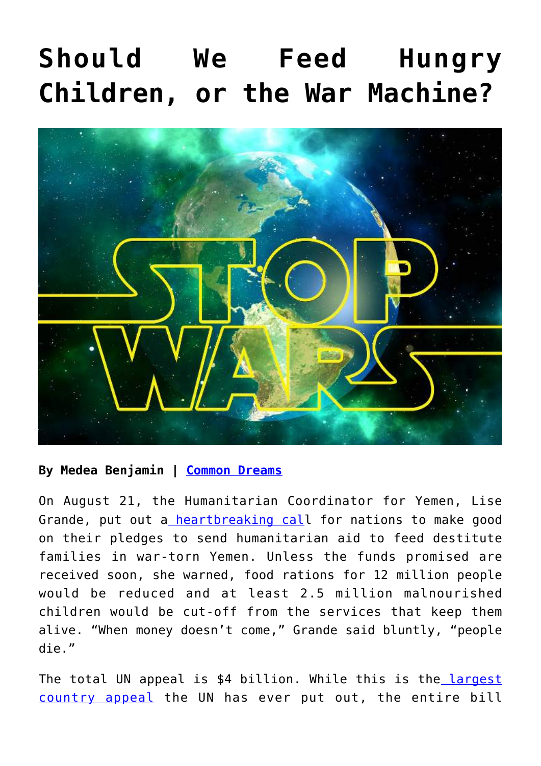# Should We Feed Hungry Children, or the War Machine?

**By Medea Benjamin | Common Dreams**

On August 21, the Humanitarian Coordinator for Yemen, Lise Grande, put out a heartbreaking call for nations to make good on their pledges to send humanitarian aid to feed destitute families in war-torn Yemen. Unless the funds promised are received soon, she warned, food rations for 12 million people would be reduced and at least 2.5 million malnourished children would be cut-off from the services that keep them alive. "When money doesn't come," Grande said bluntly, "people die."

The total UN appeal is $4 billion. While this is the largest country appeal the UN has ever put out, the entire bill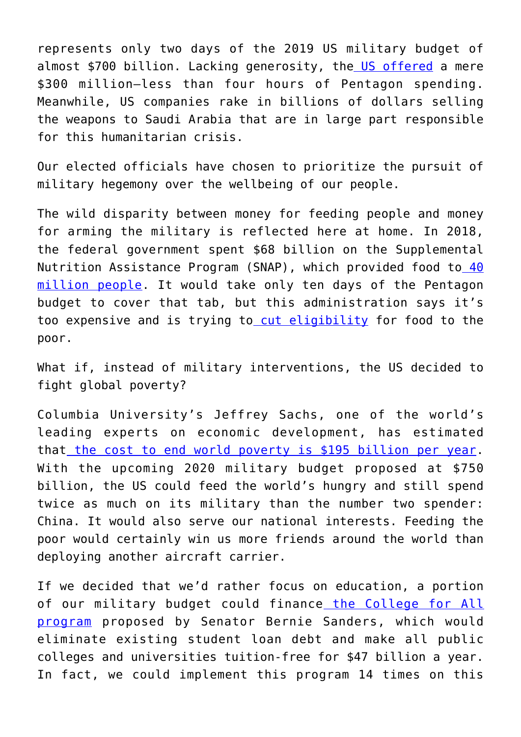represents only two days of the 2019 US military budget of almost $700 billion. Lacking generosity, the US offered a mere $300 million—less than four hours of Pentagon spending. Meanwhile, US companies rake in billions of dollars selling the weapons to Saudi Arabia that are in large part responsible for this humanitarian crisis.

Our elected officials have chosen to prioritize the pursuit of military hegemony over the wellbeing of our people.

The wild disparity between money for feeding people and money for arming the military is reflected here at home. In 2018, the federal government spent $68 billion on the Supplemental Nutrition Assistance Program (SNAP), which provided food to 40 million people. It would take only ten days of the Pentagon budget to cover that tab, but this administration says it's too expensive and is trying to cut eligibility for food to the poor.

What if, instead of military interventions, the US decided to fight global poverty?

Columbia University's Jeffrey Sachs, one of the world's leading experts on economic development, has estimated that the cost to end world poverty is $195 billion per year. With the upcoming 2020 military budget proposed at $750 billion, the US could feed the world's hungry and still spend twice as much on its military than the number two spender: China. It would also serve our national interests. Feeding the poor would certainly win us more friends around the world than deploying another aircraft carrier.

If we decided that we'd rather focus on education, a portion of our military budget could finance the College for All program proposed by Senator Bernie Sanders, which would eliminate existing student loan debt and make all public colleges and universities tuition-free for $47 billion a year. In fact, we could implement this program 14 times on this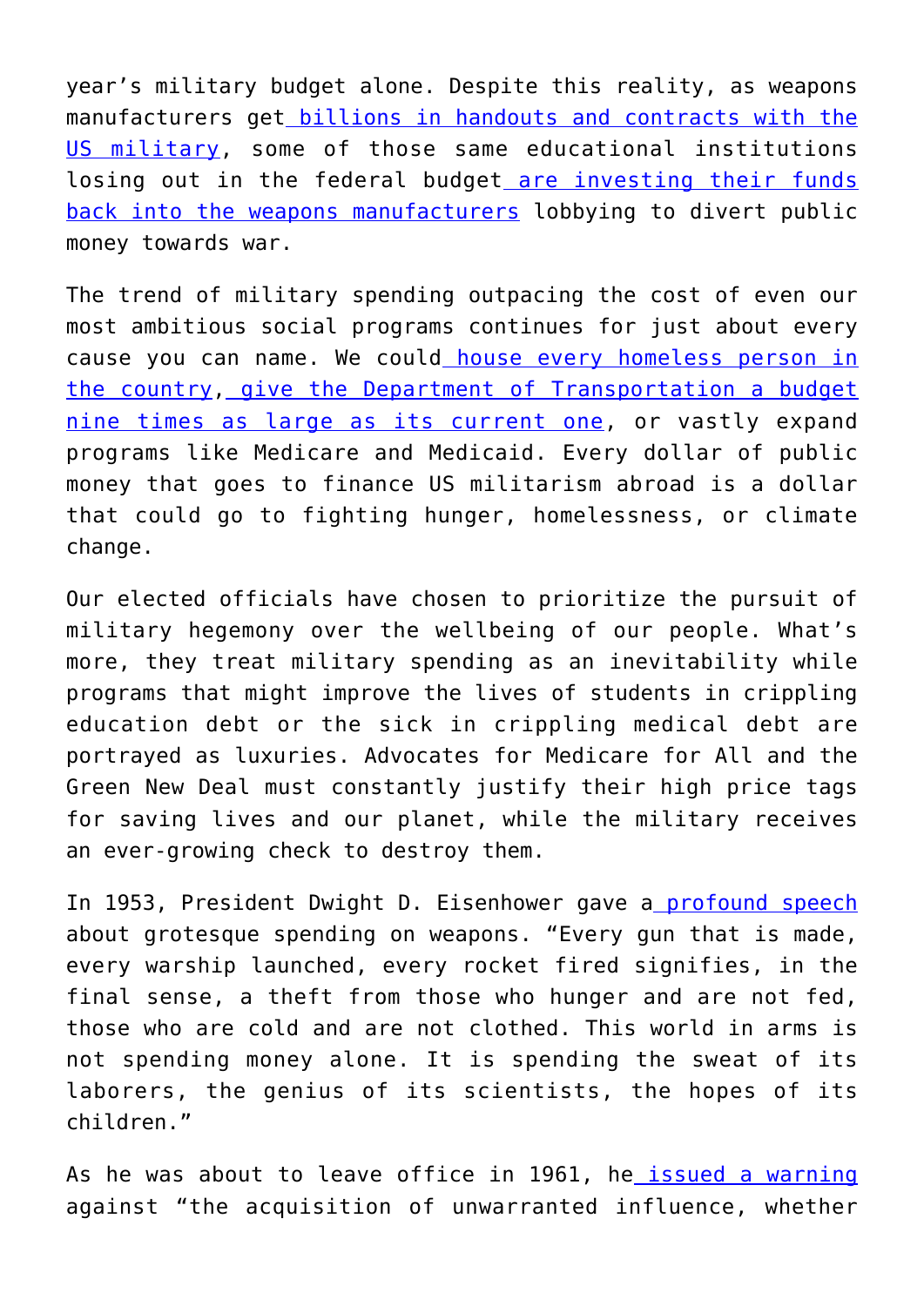year's military budget alone. Despite this reality, as weapons manufacturers get billions in handouts and contracts with the US military, some of those same educational institutions losing out in the federal budget are investing their funds back into the weapons manufacturers lobbying to divert public money towards war.

The trend of military spending outpacing the cost of even our most ambitious social programs continues for just about every cause you can name. We could house every homeless person in the country, give the Department of Transportation a budget nine times as large as its current one, or vastly expand programs like Medicare and Medicaid. Every dollar of public money that goes to finance US militarism abroad is a dollar that could go to fighting hunger, homelessness, or climate change.

Our elected officials have chosen to prioritize the pursuit of military hegemony over the wellbeing of our people. What's more, they treat military spending as an inevitability while programs that might improve the lives of students in crippling education debt or the sick in crippling medical debt are portrayed as luxuries. Advocates for Medicare for All and the Green New Deal must constantly justify their high price tags for saving lives and our planet, while the military receives an ever-growing check to destroy them.

In 1953, President Dwight D. Eisenhower gave a profound speech about grotesque spending on weapons. "Every gun that is made, every warship launched, every rocket fired signifies, in the final sense, a theft from those who hunger and are not fed, those who are cold and are not clothed. This world in arms is not spending money alone. It is spending the sweat of its laborers, the genius of its scientists, the hopes of its children."

As he was about to leave office in 1961, he issued a warning against "the acquisition of unwarranted influence, whether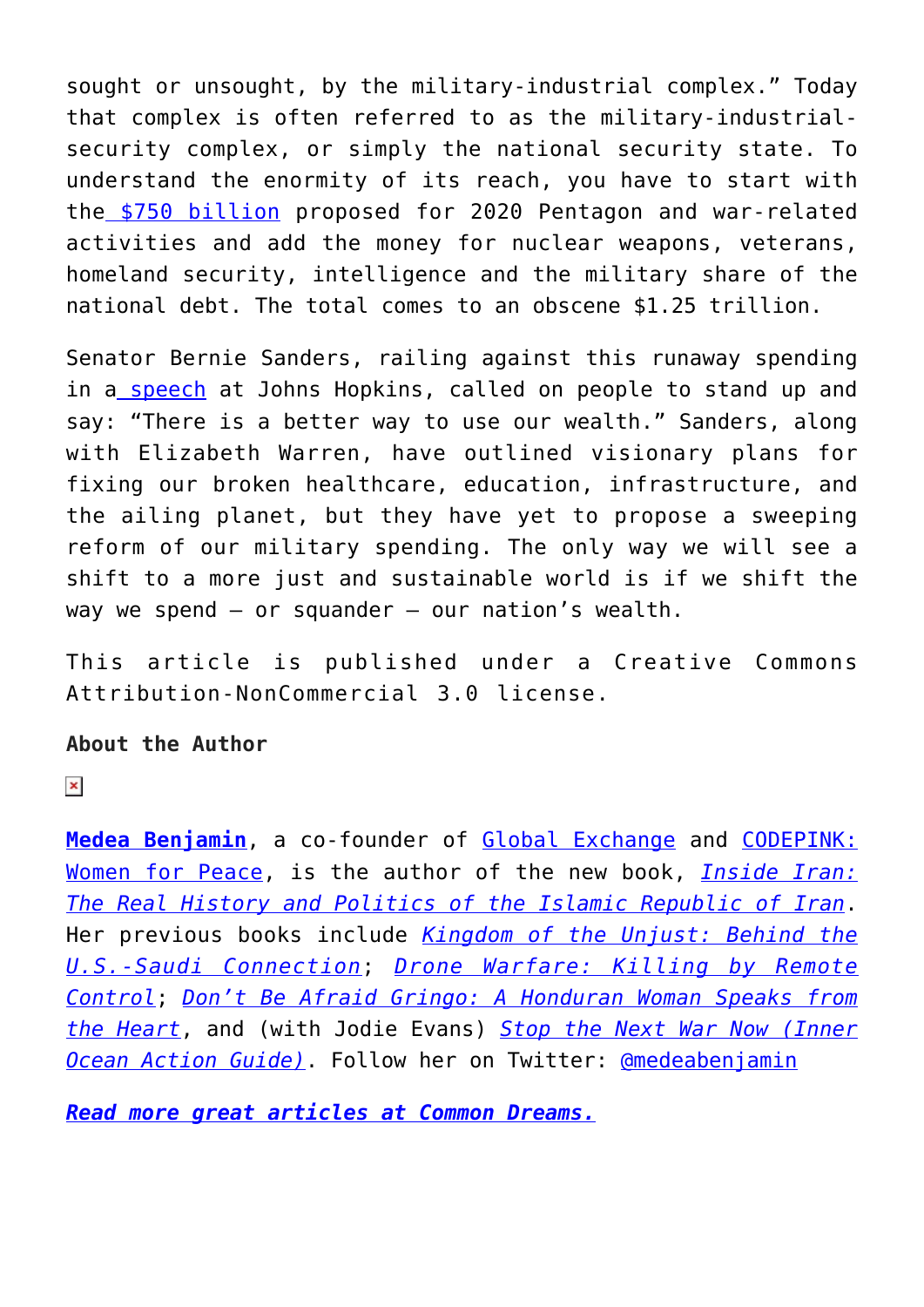sought or unsought, by the military-industrial complex." Today that complex is often referred to as the military-industrial-security complex, or simply the national security state. To understand the enormity of its reach, you have to start with the $750 billion proposed for 2020 Pentagon and war-related activities and add the money for nuclear weapons, veterans, homeland security, intelligence and the military share of the national debt. The total comes to an obscene $1.25 trillion.

Senator Bernie Sanders, railing against this runaway spending in a speech at Johns Hopkins, called on people to stand up and say: "There is a better way to use our wealth." Sanders, along with Elizabeth Warren, have outlined visionary plans for fixing our broken healthcare, education, infrastructure, and the ailing planet, but they have yet to propose a sweeping reform of our military spending. The only way we will see a shift to a more just and sustainable world is if we shift the way we spend – or squander – our nation's wealth.

This article is published under a Creative Commons Attribution-NonCommercial 3.0 license.

**About the Author**

**Medea Benjamin**, a co-founder of Global Exchange and CODEPINK: Women for Peace, is the author of the new book, *Inside Iran: The Real History and Politics of the Islamic Republic of Iran*. Her previous books include *Kingdom of the Unjust: Behind the U.S.-Saudi Connection*; *Drone Warfare: Killing by Remote Control*; *Don't Be Afraid Gringo: A Honduran Woman Speaks from the Heart*, and (with Jodie Evans) *Stop the Next War Now (Inner Ocean Action Guide)*. Follow her on Twitter: @medeabenjamin

***Read more great articles at Common Dreams.***